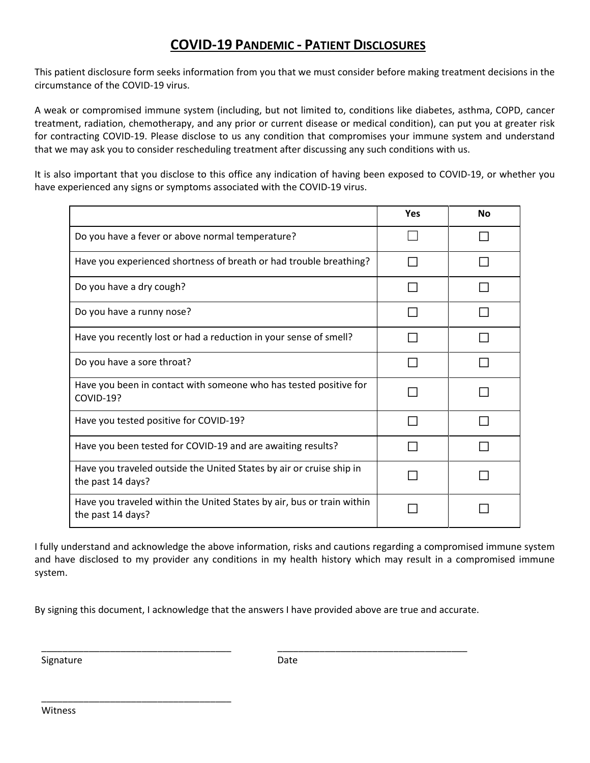# COVID-19 PANDEMIC - PATIENT DISCLOSURES

This patient disclosure form seeks information from you that we must consider before making treatment decisions in the circumstance of the COVID-19 virus.

A weak or compromised immune system (including, but not limited to, conditions like diabetes, asthma, COPD, cancer treatment, radiation, chemotherapy, and any prior or current disease or medical condition), can put you at greater risk for contracting COVID-19. Please disclose to us any condition that compromises your immune system and understand that we may ask you to consider rescheduling treatment after discussing any such conditions with us.

It is also important that you disclose to this office any indication of having been exposed to COVID-19, or whether you have experienced any signs or symptoms associated with the COVID-19 virus.

| | Yes | No |
|---|---|---|
| Do you have a fever or above normal temperature? | ☐ | ☐ |
| Have you experienced shortness of breath or had trouble breathing? | ☐ | ☐ |
| Do you have a dry cough? | ☐ | ☐ |
| Do you have a runny nose? | ☐ | ☐ |
| Have you recently lost or had a reduction in your sense of smell? | ☐ | ☐ |
| Do you have a sore throat? | ☐ | ☐ |
| Have you been in contact with someone who has tested positive for COVID-19? | ☐ | ☐ |
| Have you tested positive for COVID-19? | ☐ | ☐ |
| Have you been tested for COVID-19 and are awaiting results? | ☐ | ☐ |
| Have you traveled outside the United States by air or cruise ship in the past 14 days? | ☐ | ☐ |
| Have you traveled within the United States by air, bus or train within the past 14 days? | ☐ | ☐ |

I fully understand and acknowledge the above information, risks and cautions regarding a compromised immune system and have disclosed to my provider any conditions in my health history which may result in a compromised immune system.

By signing this document, I acknowledge that the answers I have provided above are true and accurate.

_____________________________________ _____________________________________

Signature Date

_____________________________________

Witness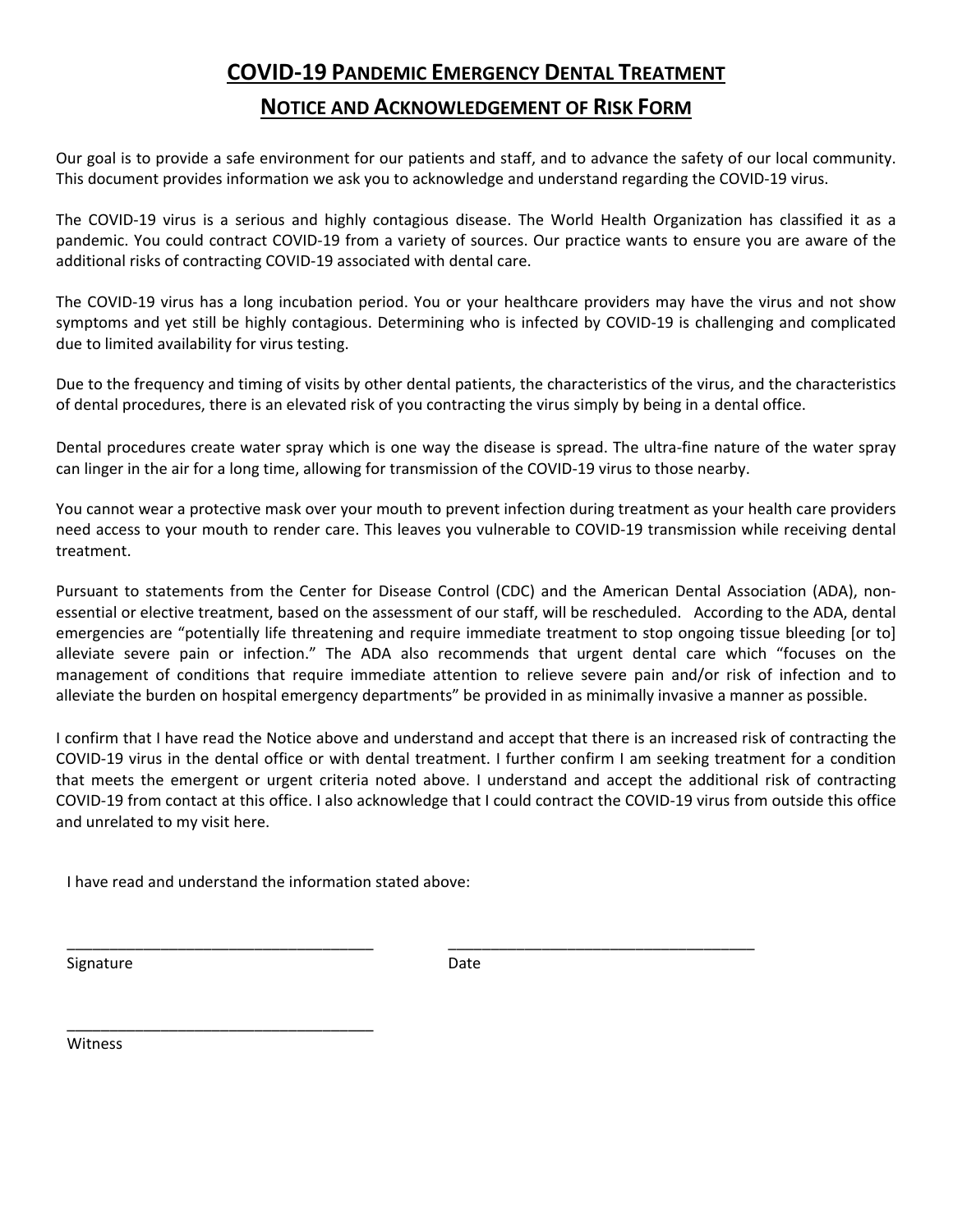## COVID-19 Pandemic Emergency Dental Treatment

## Notice and Acknowledgement of Risk Form

Our goal is to provide a safe environment for our patients and staff, and to advance the safety of our local community. This document provides information we ask you to acknowledge and understand regarding the COVID-19 virus.

The COVID-19 virus is a serious and highly contagious disease. The World Health Organization has classified it as a pandemic. You could contract COVID-19 from a variety of sources. Our practice wants to ensure you are aware of the additional risks of contracting COVID-19 associated with dental care.

The COVID-19 virus has a long incubation period. You or your healthcare providers may have the virus and not show symptoms and yet still be highly contagious. Determining who is infected by COVID-19 is challenging and complicated due to limited availability for virus testing.

Due to the frequency and timing of visits by other dental patients, the characteristics of the virus, and the characteristics of dental procedures, there is an elevated risk of you contracting the virus simply by being in a dental office.

Dental procedures create water spray which is one way the disease is spread. The ultra-fine nature of the water spray can linger in the air for a long time, allowing for transmission of the COVID-19 virus to those nearby.

You cannot wear a protective mask over your mouth to prevent infection during treatment as your health care providers need access to your mouth to render care. This leaves you vulnerable to COVID-19 transmission while receiving dental treatment.

Pursuant to statements from the Center for Disease Control (CDC) and the American Dental Association (ADA), non-essential or elective treatment, based on the assessment of our staff, will be rescheduled. According to the ADA, dental emergencies are "potentially life threatening and require immediate treatment to stop ongoing tissue bleeding [or to] alleviate severe pain or infection." The ADA also recommends that urgent dental care which "focuses on the management of conditions that require immediate attention to relieve severe pain and/or risk of infection and to alleviate the burden on hospital emergency departments" be provided in as minimally invasive a manner as possible.

I confirm that I have read the Notice above and understand and accept that there is an increased risk of contracting the COVID-19 virus in the dental office or with dental treatment. I further confirm I am seeking treatment for a condition that meets the emergent or urgent criteria noted above. I understand and accept the additional risk of contracting COVID-19 from contact at this office. I also acknowledge that I could contract the COVID-19 virus from outside this office and unrelated to my visit here.

I have read and understand the information stated above:

_____________________________________ _____________________________________
Signature Date

_____________________________________
Witness